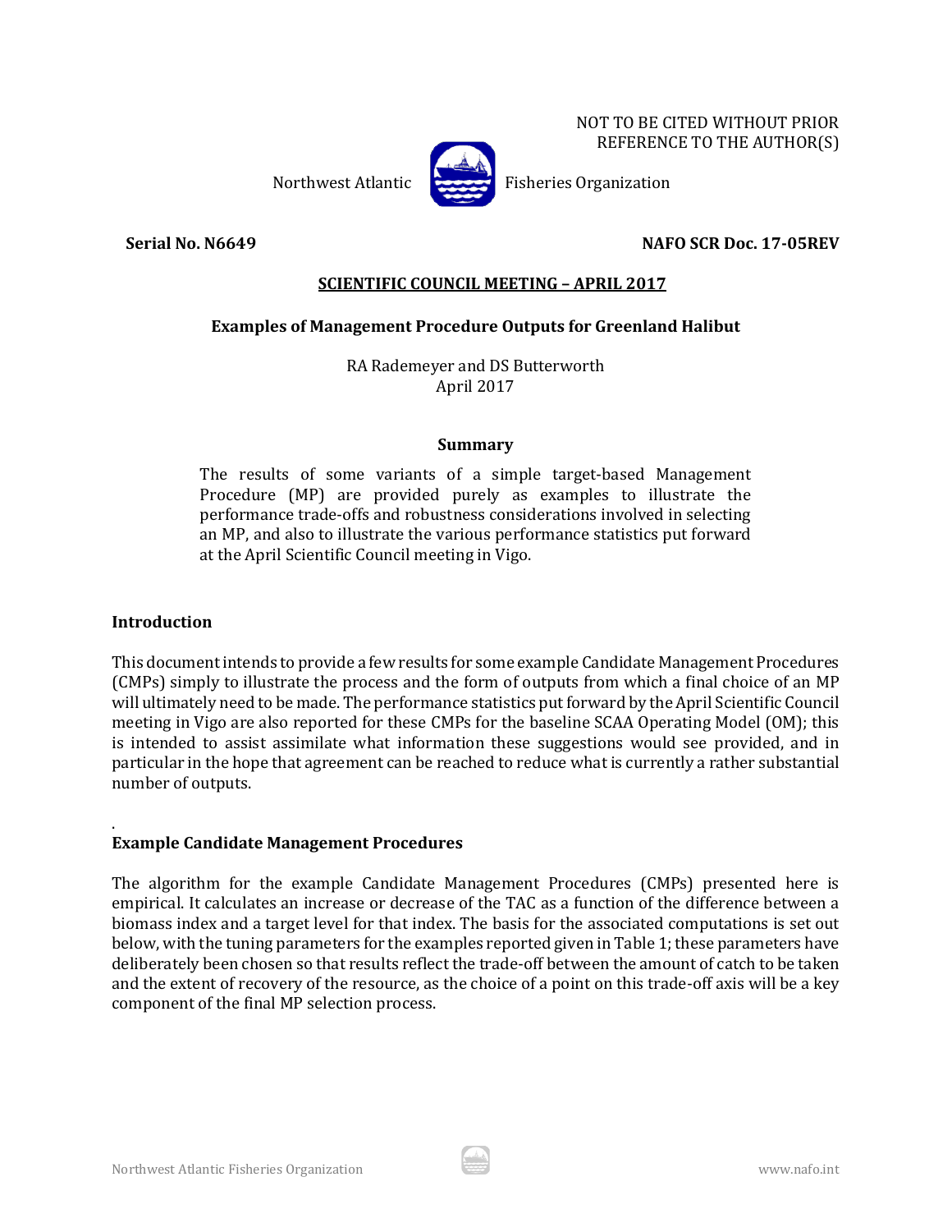NOT TO BE CITED WITHOUT PRIOR REFERENCE TO THE AUTHOR(S)

Northwest Atlantic Fisheries Organization

**Serial No. N6649** **NAFO SCR Doc. 17-05REV**

**SCIENTIFIC COUNCIL MEETING – APRIL 2017**

# Examples of Management Procedure Outputs for Greenland Halibut

RA Rademeyer and DS Butterworth
April 2017

## Summary

The results of some variants of a simple target-based Management Procedure (MP) are provided purely as examples to illustrate the performance trade-offs and robustness considerations involved in selecting an MP, and also to illustrate the various performance statistics put forward at the April Scientific Council meeting in Vigo.

## Introduction

This document intends to provide a few results for some example Candidate Management Procedures (CMPs) simply to illustrate the process and the form of outputs from which a final choice of an MP will ultimately need to be made. The performance statistics put forward by the April Scientific Council meeting in Vigo are also reported for these CMPs for the baseline SCAA Operating Model (OM); this is intended to assist assimilate what information these suggestions would see provided, and in particular in the hope that agreement can be reached to reduce what is currently a rather substantial number of outputs.

.

## Example Candidate Management Procedures

The algorithm for the example Candidate Management Procedures (CMPs) presented here is empirical. It calculates an increase or decrease of the TAC as a function of the difference between a biomass index and a target level for that index. The basis for the associated computations is set out below, with the tuning parameters for the examples reported given in Table 1; these parameters have deliberately been chosen so that results reflect the trade-off between the amount of catch to be taken and the extent of recovery of the resource, as the choice of a point on this trade-off axis will be a key component of the final MP selection process.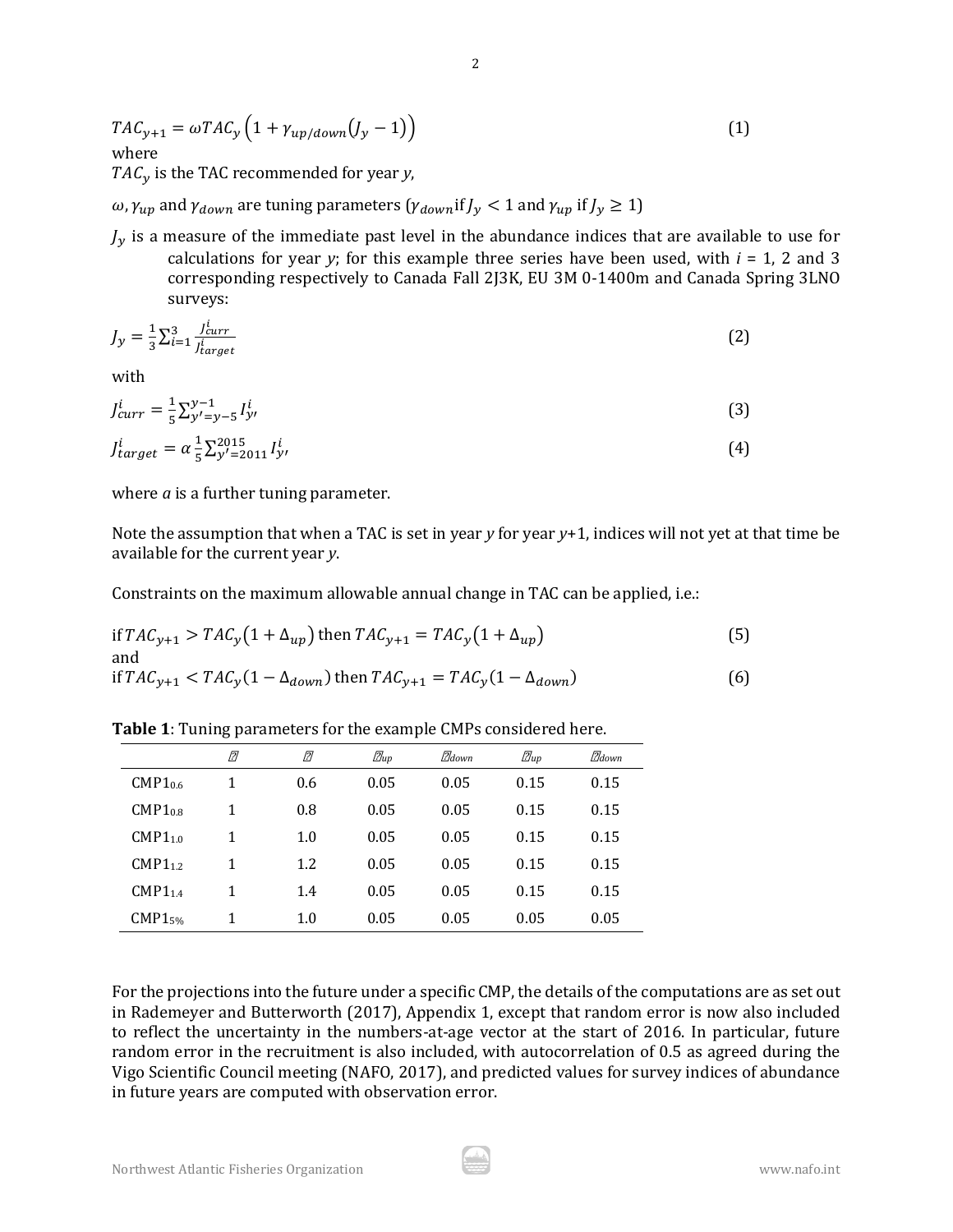$$TAC_{y+1} = \omega TAC_y \left(1 + \gamma_{up/down}\left(J_y - 1\right)\right) \tag{1}$$

where

$TAC_y$ is the TAC recommended for year *y*,

$\omega, \gamma_{up}$ and $\gamma_{down}$ are tuning parameters ($\gamma_{down}$ if $J_y < 1$ and $\gamma_{up}$ if $J_y \geq 1$)

$J_y$ is a measure of the immediate past level in the abundance indices that are available to use for calculations for year *y*; for this example three series have been used, with *i* = 1, 2 and 3 corresponding respectively to Canada Fall 2J3K, EU 3M 0-1400m and Canada Spring 3LNO surveys:

$$J_y = \frac{1}{3}\sum_{i=1}^{3} \frac{J_{curr}^i}{J_{target}^i} \tag{2}$$

with

$$J_{curr}^i = \frac{1}{5}\sum_{y'=y-5}^{y-1} I_{y'}^i \tag{3}$$

$$J_{target}^i = \alpha \frac{1}{5}\sum_{y'=2011}^{2015} I_{y'}^i \tag{4}$$

where *a* is a further tuning parameter.

Note the assumption that when a TAC is set in year *y* for year *y*+1, indices will not yet at that time be available for the current year *y*.

Constraints on the maximum allowable annual change in TAC can be applied, i.e.:

$$\text{if } TAC_{y+1} > TAC_y\left(1 + \Delta_{up}\right) \text{ then } TAC_{y+1} = TAC_y\left(1 + \Delta_{up}\right) \tag{5}$$

and

$$\text{if } TAC_{y+1} < TAC_y\left(1 - \Delta_{down}\right) \text{ then } TAC_{y+1} = TAC_y\left(1 - \Delta_{down}\right) \tag{6}$$

**Table 1**: Tuning parameters for the example CMPs considered here.

| | $\omega$ | $\alpha$ | $\gamma_{up}$ | $\gamma_{down}$ | $\Delta_{up}$ | $\Delta_{down}$ |
|---|---|---|---|---|---|---|
| $CMP1_{0.6}$ | 1 | 0.6 | 0.05 | 0.05 | 0.15 | 0.15 |
| $CMP1_{0.8}$ | 1 | 0.8 | 0.05 | 0.05 | 0.15 | 0.15 |
| $CMP1_{1.0}$ | 1 | 1.0 | 0.05 | 0.05 | 0.15 | 0.15 |
| $CMP1_{1.2}$ | 1 | 1.2 | 0.05 | 0.05 | 0.15 | 0.15 |
| $CMP1_{1.4}$ | 1 | 1.4 | 0.05 | 0.05 | 0.15 | 0.15 |
| $CMP1_{5\%}$ | 1 | 1.0 | 0.05 | 0.05 | 0.05 | 0.05 |

For the projections into the future under a specific CMP, the details of the computations are as set out in Rademeyer and Butterworth (2017), Appendix 1, except that random error is now also included to reflect the uncertainty in the numbers-at-age vector at the start of 2016. In particular, future random error in the recruitment is also included, with autocorrelation of 0.5 as agreed during the Vigo Scientific Council meeting (NAFO, 2017), and predicted values for survey indices of abundance in future years are computed with observation error.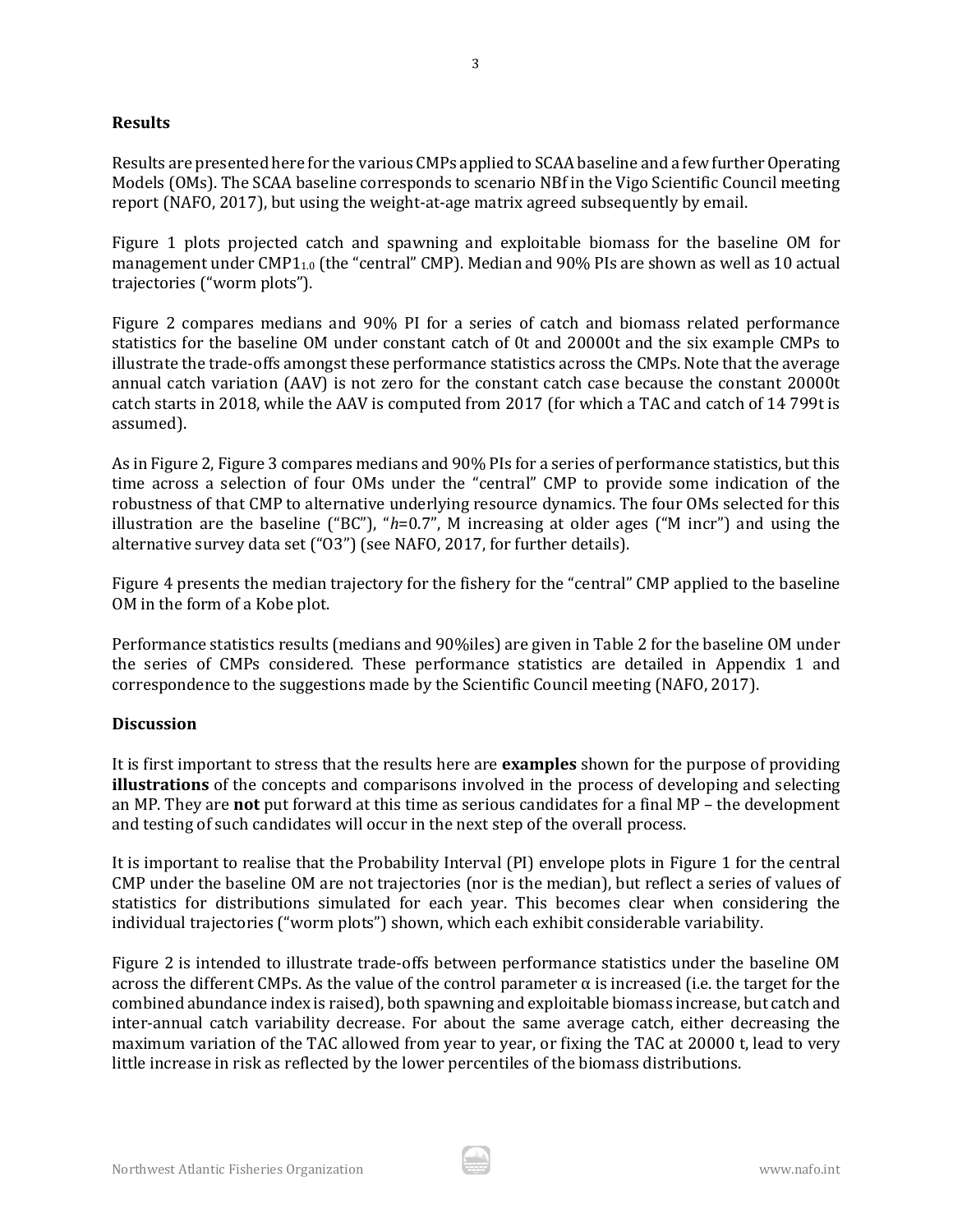## Results

Results are presented here for the various CMPs applied to SCAA baseline and a few further Operating Models (OMs). The SCAA baseline corresponds to scenario NBf in the Vigo Scientific Council meeting report (NAFO, 2017), but using the weight-at-age matrix agreed subsequently by email.

Figure 1 plots projected catch and spawning and exploitable biomass for the baseline OM for management under $CMP1_{1.0}$ (the "central" CMP). Median and 90% PIs are shown as well as 10 actual trajectories ("worm plots").

Figure 2 compares medians and 90% PI for a series of catch and biomass related performance statistics for the baseline OM under constant catch of 0t and 20000t and the six example CMPs to illustrate the trade-offs amongst these performance statistics across the CMPs. Note that the average annual catch variation (AAV) is not zero for the constant catch case because the constant 20000t catch starts in 2018, while the AAV is computed from 2017 (for which a TAC and catch of 14 799t is assumed).

As in Figure 2, Figure 3 compares medians and 90% PIs for a series of performance statistics, but this time across a selection of four OMs under the "central" CMP to provide some indication of the robustness of that CMP to alternative underlying resource dynamics. The four OMs selected for this illustration are the baseline ("BC"), "*h*=0.7", M increasing at older ages ("M incr") and using the alternative survey data set ("O3") (see NAFO, 2017, for further details).

Figure 4 presents the median trajectory for the fishery for the "central" CMP applied to the baseline OM in the form of a Kobe plot.

Performance statistics results (medians and 90%iles) are given in Table 2 for the baseline OM under the series of CMPs considered. These performance statistics are detailed in Appendix 1 and correspondence to the suggestions made by the Scientific Council meeting (NAFO, 2017).

## Discussion

It is first important to stress that the results here are **examples** shown for the purpose of providing **illustrations** of the concepts and comparisons involved in the process of developing and selecting an MP. They are **not** put forward at this time as serious candidates for a final MP – the development and testing of such candidates will occur in the next step of the overall process.

It is important to realise that the Probability Interval (PI) envelope plots in Figure 1 for the central CMP under the baseline OM are not trajectories (nor is the median), but reflect a series of values of statistics for distributions simulated for each year. This becomes clear when considering the individual trajectories ("worm plots") shown, which each exhibit considerable variability.

Figure 2 is intended to illustrate trade-offs between performance statistics under the baseline OM across the different CMPs. As the value of the control parameter $\alpha$ is increased (i.e. the target for the combined abundance index is raised), both spawning and exploitable biomass increase, but catch and inter-annual catch variability decrease. For about the same average catch, either decreasing the maximum variation of the TAC allowed from year to year, or fixing the TAC at 20000 t, lead to very little increase in risk as reflected by the lower percentiles of the biomass distributions.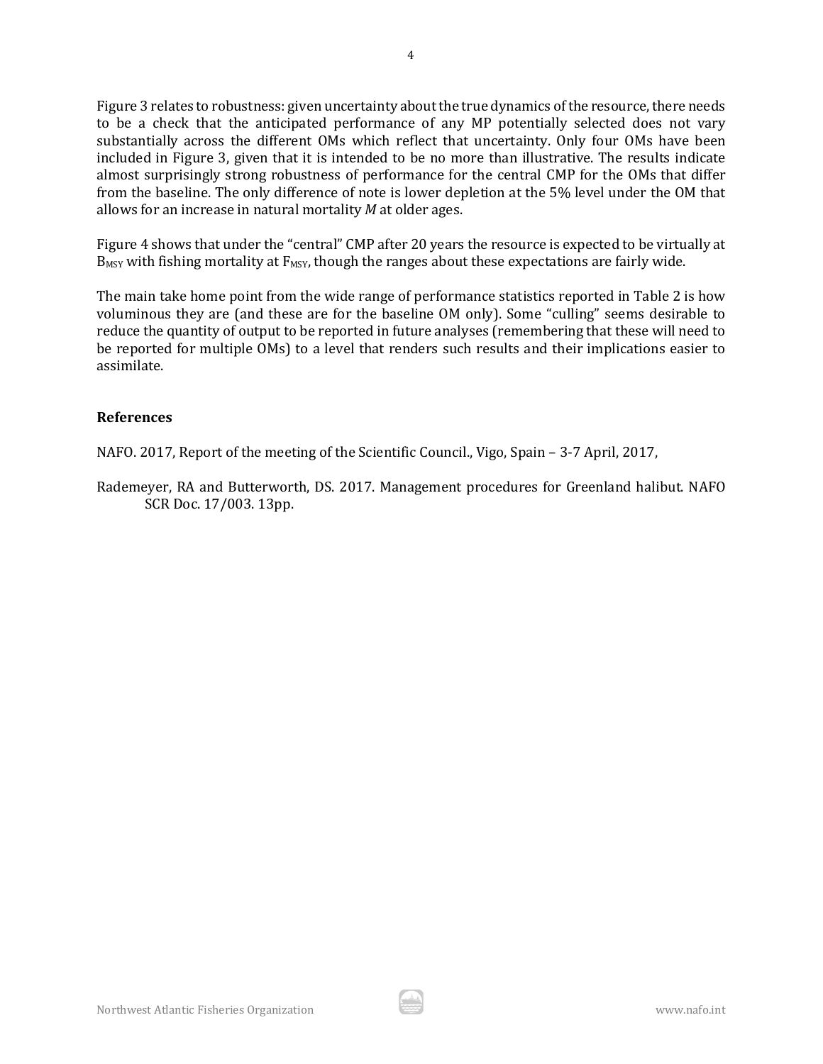Figure 3 relates to robustness: given uncertainty about the true dynamics of the resource, there needs to be a check that the anticipated performance of any MP potentially selected does not vary substantially across the different OMs which reflect that uncertainty. Only four OMs have been included in Figure 3, given that it is intended to be no more than illustrative. The results indicate almost surprisingly strong robustness of performance for the central CMP for the OMs that differ from the baseline. The only difference of note is lower depletion at the 5% level under the OM that allows for an increase in natural mortality *M* at older ages.

Figure 4 shows that under the "central" CMP after 20 years the resource is expected to be virtually at $B_{MSY}$ with fishing mortality at $F_{MSY}$, though the ranges about these expectations are fairly wide.

The main take home point from the wide range of performance statistics reported in Table 2 is how voluminous they are (and these are for the baseline OM only). Some "culling" seems desirable to reduce the quantity of output to be reported in future analyses (remembering that these will need to be reported for multiple OMs) to a level that renders such results and their implications easier to assimilate.

## References

NAFO. 2017, Report of the meeting of the Scientific Council., Vigo, Spain – 3-7 April, 2017,

Rademeyer, RA and Butterworth, DS. 2017. Management procedures for Greenland halibut. NAFO SCR Doc. 17/003. 13pp.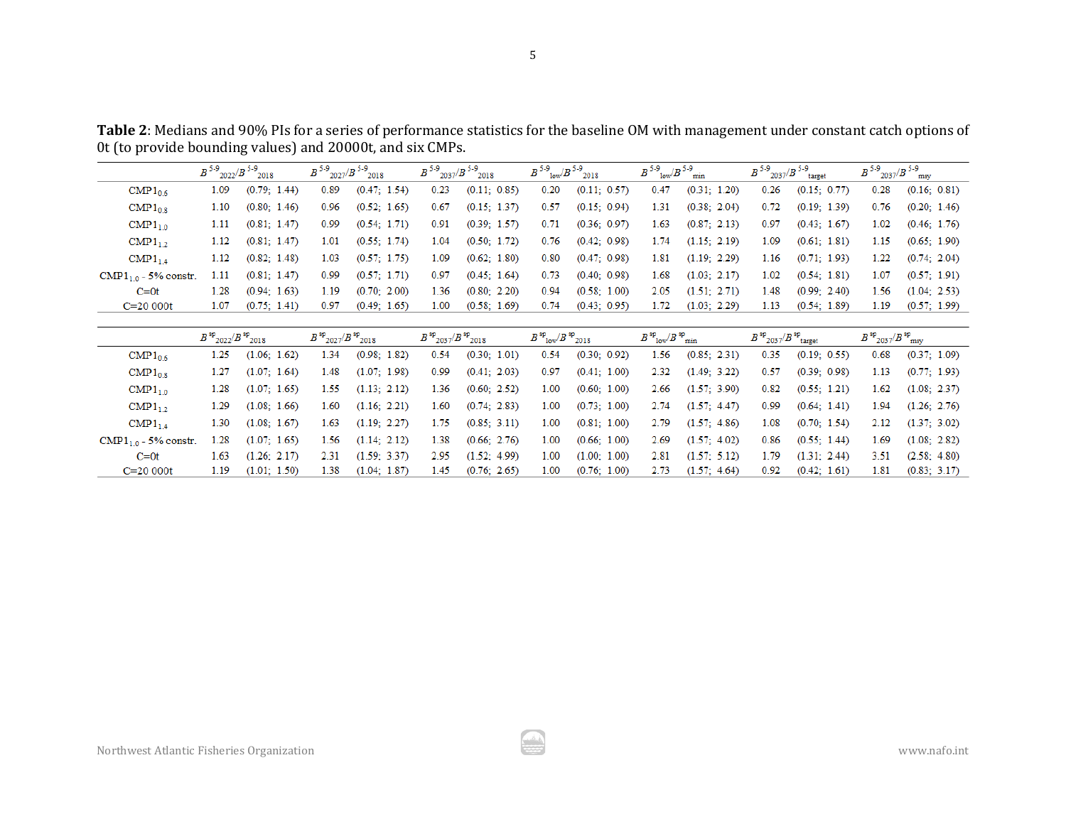**Table 2**: Medians and 90% PIs for a series of performance statistics for the baseline OM with management under constant catch options of 0t (to provide bounding values) and 20000t, and six CMPs.

| | $B^{5\text{-}9}_{2022}/B^{5\text{-}9}_{2018}$ | | $B^{5\text{-}9}_{2027}/B^{5\text{-}9}_{2018}$ | | $B^{5\text{-}9}_{2037}/B^{5\text{-}9}_{2018}$ | | $B^{5\text{-}9}_{low}/B^{5\text{-}9}_{2018}$ | | $B^{5\text{-}9}_{low}/B^{5\text{-}9}_{min}$ | | $B^{5\text{-}9}_{2037}/B^{5\text{-}9}_{target}$ | | $B^{5\text{-}9}_{2037}/B^{5\text{-}9}_{msy}$ | |
|---|---|---|---|---|---|---|---|---|---|---|---|---|---|---|
| $CMP1_{0.6}$ | 1.09 | (0.79; 1.44) | 0.89 | (0.47; 1.54) | 0.23 | (0.11; 0.85) | 0.20 | (0.11; 0.57) | 0.47 | (0.31; 1.20) | 0.26 | (0.15; 0.77) | 0.28 | (0.16; 0.81) |
| $CMP1_{0.8}$ | 1.10 | (0.80; 1.46) | 0.96 | (0.52; 1.65) | 0.67 | (0.15; 1.37) | 0.57 | (0.15; 0.94) | 1.31 | (0.38; 2.04) | 0.72 | (0.19; 1.39) | 0.76 | (0.20; 1.46) |
| $CMP1_{1.0}$ | 1.11 | (0.81; 1.47) | 0.99 | (0.54; 1.71) | 0.91 | (0.39; 1.57) | 0.71 | (0.36; 0.97) | 1.63 | (0.87; 2.13) | 0.97 | (0.43; 1.67) | 1.02 | (0.46; 1.76) |
| $CMP1_{1.2}$ | 1.12 | (0.81; 1.47) | 1.01 | (0.55; 1.74) | 1.04 | (0.50; 1.72) | 0.76 | (0.42; 0.98) | 1.74 | (1.15; 2.19) | 1.09 | (0.61; 1.81) | 1.15 | (0.65; 1.90) |
| $CMP1_{1.4}$ | 1.12 | (0.82; 1.48) | 1.03 | (0.57; 1.75) | 1.09 | (0.62; 1.80) | 0.80 | (0.47; 0.98) | 1.81 | (1.19; 2.29) | 1.16 | (0.71; 1.93) | 1.22 | (0.74; 2.04) |
| $CMP1_{1.0}$ - 5% constr. | 1.11 | (0.81; 1.47) | 0.99 | (0.57; 1.71) | 0.97 | (0.45; 1.64) | 0.73 | (0.40; 0.98) | 1.68 | (1.03; 2.17) | 1.02 | (0.54; 1.81) | 1.07 | (0.57; 1.91) |
| C=0t | 1.28 | (0.94; 1.63) | 1.19 | (0.70; 2.00) | 1.36 | (0.80; 2.20) | 0.94 | (0.58; 1.00) | 2.05 | (1.51; 2.71) | 1.48 | (0.99; 2.40) | 1.56 | (1.04; 2.53) |
| C=20 000t | 1.07 | (0.75; 1.41) | 0.97 | (0.49; 1.65) | 1.00 | (0.58; 1.69) | 0.74 | (0.43; 0.95) | 1.72 | (1.03; 2.29) | 1.13 | (0.54; 1.89) | 1.19 | (0.57; 1.99) |

| | $B^{sp}_{2022}/B^{sp}_{2018}$ | | $B^{sp}_{2027}/B^{sp}_{2018}$ | | $B^{sp}_{2037}/B^{sp}_{2018}$ | | $B^{sp}_{low}/B^{sp}_{2018}$ | | $B^{sp}_{low}/B^{sp}_{min}$ | | $B^{sp}_{2037}/B^{sp}_{target}$ | | $B^{sp}_{2037}/B^{sp}_{msy}$ | |
|---|---|---|---|---|---|---|---|---|---|---|---|---|---|---|
| $CMP1_{0.6}$ | 1.25 | (1.06; 1.62) | 1.34 | (0.98; 1.82) | 0.54 | (0.30; 1.01) | 0.54 | (0.30; 0.92) | 1.56 | (0.85; 2.31) | 0.35 | (0.19; 0.55) | 0.68 | (0.37; 1.09) |
| $CMP1_{0.8}$ | 1.27 | (1.07; 1.64) | 1.48 | (1.07; 1.98) | 0.99 | (0.41; 2.03) | 0.97 | (0.41; 1.00) | 2.32 | (1.49; 3.22) | 0.57 | (0.39; 0.98) | 1.13 | (0.77; 1.93) |
| $CMP1_{1.0}$ | 1.28 | (1.07; 1.65) | 1.55 | (1.13; 2.12) | 1.36 | (0.60; 2.52) | 1.00 | (0.60; 1.00) | 2.66 | (1.57; 3.90) | 0.82 | (0.55; 1.21) | 1.62 | (1.08; 2.37) |
| $CMP1_{1.2}$ | 1.29 | (1.08; 1.66) | 1.60 | (1.16; 2.21) | 1.60 | (0.74; 2.83) | 1.00 | (0.73; 1.00) | 2.74 | (1.57; 4.47) | 0.99 | (0.64; 1.41) | 1.94 | (1.26; 2.76) |
| $CMP1_{1.4}$ | 1.30 | (1.08; 1.67) | 1.63 | (1.19; 2.27) | 1.75 | (0.85; 3.11) | 1.00 | (0.81; 1.00) | 2.79 | (1.57; 4.86) | 1.08 | (0.70; 1.54) | 2.12 | (1.37; 3.02) |
| $CMP1_{1.0}$ - 5% constr. | 1.28 | (1.07; 1.65) | 1.56 | (1.14; 2.12) | 1.38 | (0.66; 2.76) | 1.00 | (0.66; 1.00) | 2.69 | (1.57; 4.02) | 0.86 | (0.55; 1.44) | 1.69 | (1.08; 2.82) |
| C=0t | 1.63 | (1.26; 2.17) | 2.31 | (1.59; 3.37) | 2.95 | (1.52; 4.99) | 1.00 | (1.00; 1.00) | 2.81 | (1.57; 5.12) | 1.79 | (1.31; 2.44) | 3.51 | (2.58; 4.80) |
| C=20 000t | 1.19 | (1.01; 1.50) | 1.38 | (1.04; 1.87) | 1.45 | (0.76; 2.65) | 1.00 | (0.76; 1.00) | 2.73 | (1.57; 4.64) | 0.92 | (0.42; 1.61) | 1.81 | (0.83; 3.17) |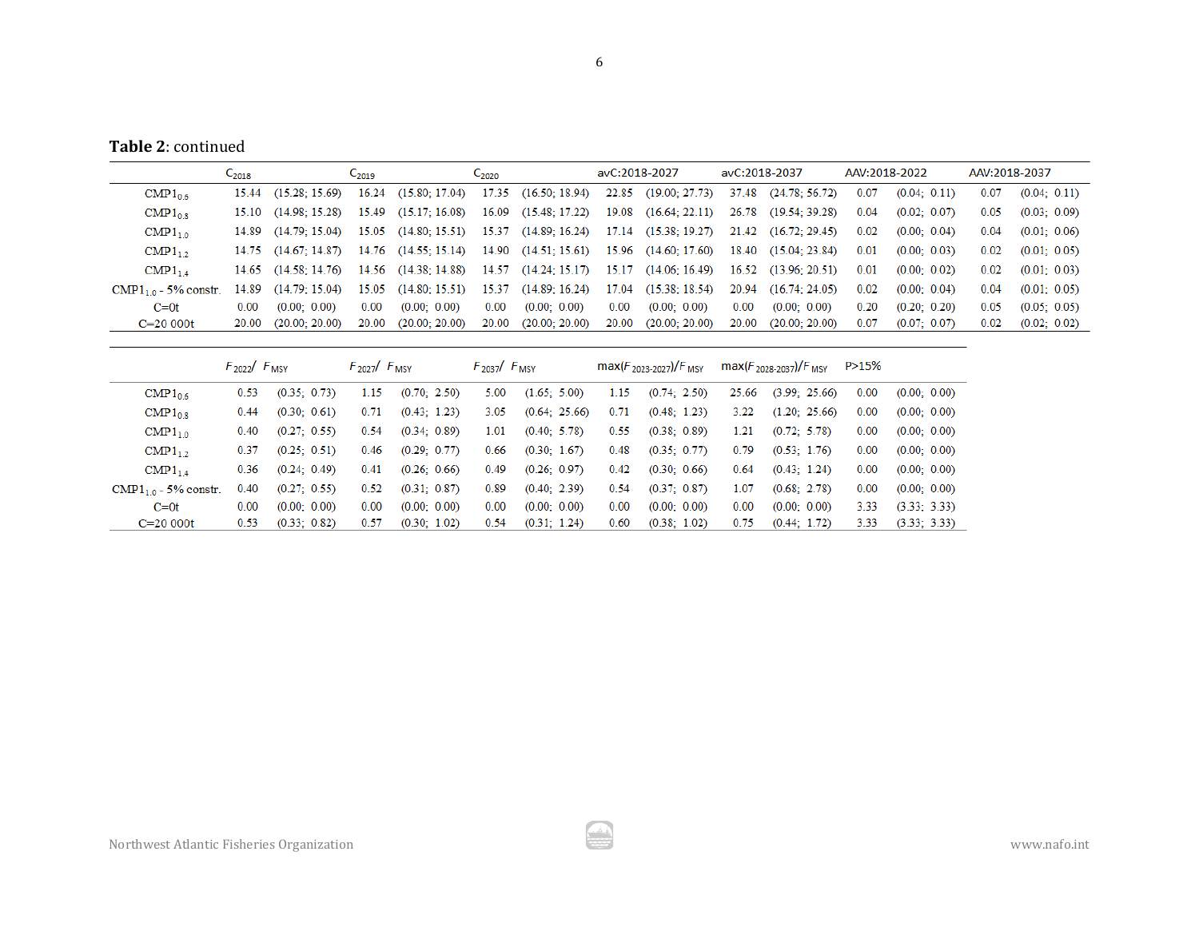**Table 2**: continued

| | $C_{2018}$ | | $C_{2019}$ | | $C_{2020}$ | | avC:2018-2027 | | avC:2018-2037 | | AAV:2018-2022 | | AAV:2018-2037 | |
|---|---|---|---|---|---|---|---|---|---|---|---|---|---|---|
| $CMP1_{0.6}$ | 15.44 | (15.28; 15.69) | 16.24 | (15.80; 17.04) | 17.35 | (16.50; 18.94) | 22.85 | (19.00; 27.73) | 37.48 | (24.78; 56.72) | 0.07 | (0.04; 0.11) | 0.07 | (0.04; 0.11) |
| $CMP1_{0.8}$ | 15.10 | (14.98; 15.28) | 15.49 | (15.17; 16.08) | 16.09 | (15.48; 17.22) | 19.08 | (16.64; 22.11) | 26.78 | (19.54; 39.28) | 0.04 | (0.02; 0.07) | 0.05 | (0.03; 0.09) |
| $CMP1_{1.0}$ | 14.89 | (14.79; 15.04) | 15.05 | (14.80; 15.51) | 15.37 | (14.89; 16.24) | 17.14 | (15.38; 19.27) | 21.42 | (16.72; 29.45) | 0.02 | (0.00; 0.04) | 0.04 | (0.01; 0.06) |
| $CMP1_{1.2}$ | 14.75 | (14.67; 14.87) | 14.76 | (14.55; 15.14) | 14.90 | (14.51; 15.61) | 15.96 | (14.60; 17.60) | 18.40 | (15.04; 23.84) | 0.01 | (0.00; 0.03) | 0.02 | (0.01; 0.05) |
| $CMP1_{1.4}$ | 14.65 | (14.58; 14.76) | 14.56 | (14.38; 14.88) | 14.57 | (14.24; 15.17) | 15.17 | (14.06; 16.49) | 16.52 | (13.96; 20.51) | 0.01 | (0.00; 0.02) | 0.02 | (0.01; 0.03) |
| $CMP1_{1.0}$ - 5% constr. | 14.89 | (14.79; 15.04) | 15.05 | (14.80; 15.51) | 15.37 | (14.89; 16.24) | 17.04 | (15.38; 18.54) | 20.94 | (16.74; 24.05) | 0.02 | (0.00; 0.04) | 0.04 | (0.01; 0.05) |
| C=0t | 0.00 | (0.00; 0.00) | 0.00 | (0.00; 0.00) | 0.00 | (0.00; 0.00) | 0.00 | (0.00; 0.00) | 0.00 | (0.00; 0.00) | 0.20 | (0.20; 0.20) | 0.05 | (0.05; 0.05) |
| C=20 000t | 20.00 | (20.00; 20.00) | 20.00 | (20.00; 20.00) | 20.00 | (20.00; 20.00) | 20.00 | (20.00; 20.00) | 20.00 | (20.00; 20.00) | 0.07 | (0.07; 0.07) | 0.02 | (0.02; 0.02) |

| | $F_{2022}/F_{MSY}$ | | $F_{2027}/F_{MSY}$ | | $F_{2037}/F_{MSY}$ | | $\max(F_{2023\text{-}2027})/F_{MSY}$ | | $\max(F_{2028\text{-}2037})/F_{MSY}$ | | P>15% | |
|---|---|---|---|---|---|---|---|---|---|---|---|---|
| $CMP1_{0.6}$ | 0.53 | (0.35; 0.73) | 1.15 | (0.70; 2.50) | 5.00 | (1.65; 5.00) | 1.15 | (0.74; 2.50) | 25.66 | (3.99; 25.66) | 0.00 | (0.00; 0.00) |
| $CMP1_{0.8}$ | 0.44 | (0.30; 0.61) | 0.71 | (0.43; 1.23) | 3.05 | (0.64; 25.66) | 0.71 | (0.48; 1.23) | 3.22 | (1.20; 25.66) | 0.00 | (0.00; 0.00) |
| $CMP1_{1.0}$ | 0.40 | (0.27; 0.55) | 0.54 | (0.34; 0.89) | 1.01 | (0.40; 5.78) | 0.55 | (0.38; 0.89) | 1.21 | (0.72; 5.78) | 0.00 | (0.00; 0.00) |
| $CMP1_{1.2}$ | 0.37 | (0.25; 0.51) | 0.46 | (0.29; 0.77) | 0.66 | (0.30; 1.67) | 0.48 | (0.35; 0.77) | 0.79 | (0.53; 1.76) | 0.00 | (0.00; 0.00) |
| $CMP1_{1.4}$ | 0.36 | (0.24; 0.49) | 0.41 | (0.26; 0.66) | 0.49 | (0.26; 0.97) | 0.42 | (0.30; 0.66) | 0.64 | (0.43; 1.24) | 0.00 | (0.00; 0.00) |
| $CMP1_{1.0}$ - 5% constr. | 0.40 | (0.27; 0.55) | 0.52 | (0.31; 0.87) | 0.89 | (0.40; 2.39) | 0.54 | (0.37; 0.87) | 1.07 | (0.68; 2.78) | 0.00 | (0.00; 0.00) |
| C=0t | 0.00 | (0.00; 0.00) | 0.00 | (0.00; 0.00) | 0.00 | (0.00; 0.00) | 0.00 | (0.00; 0.00) | 0.00 | (0.00; 0.00) | 3.33 | (3.33; 3.33) |
| C=20 000t | 0.53 | (0.33; 0.82) | 0.57 | (0.30; 1.02) | 0.54 | (0.31; 1.24) | 0.60 | (0.38; 1.02) | 0.75 | (0.44; 1.72) | 3.33 | (3.33; 3.33) |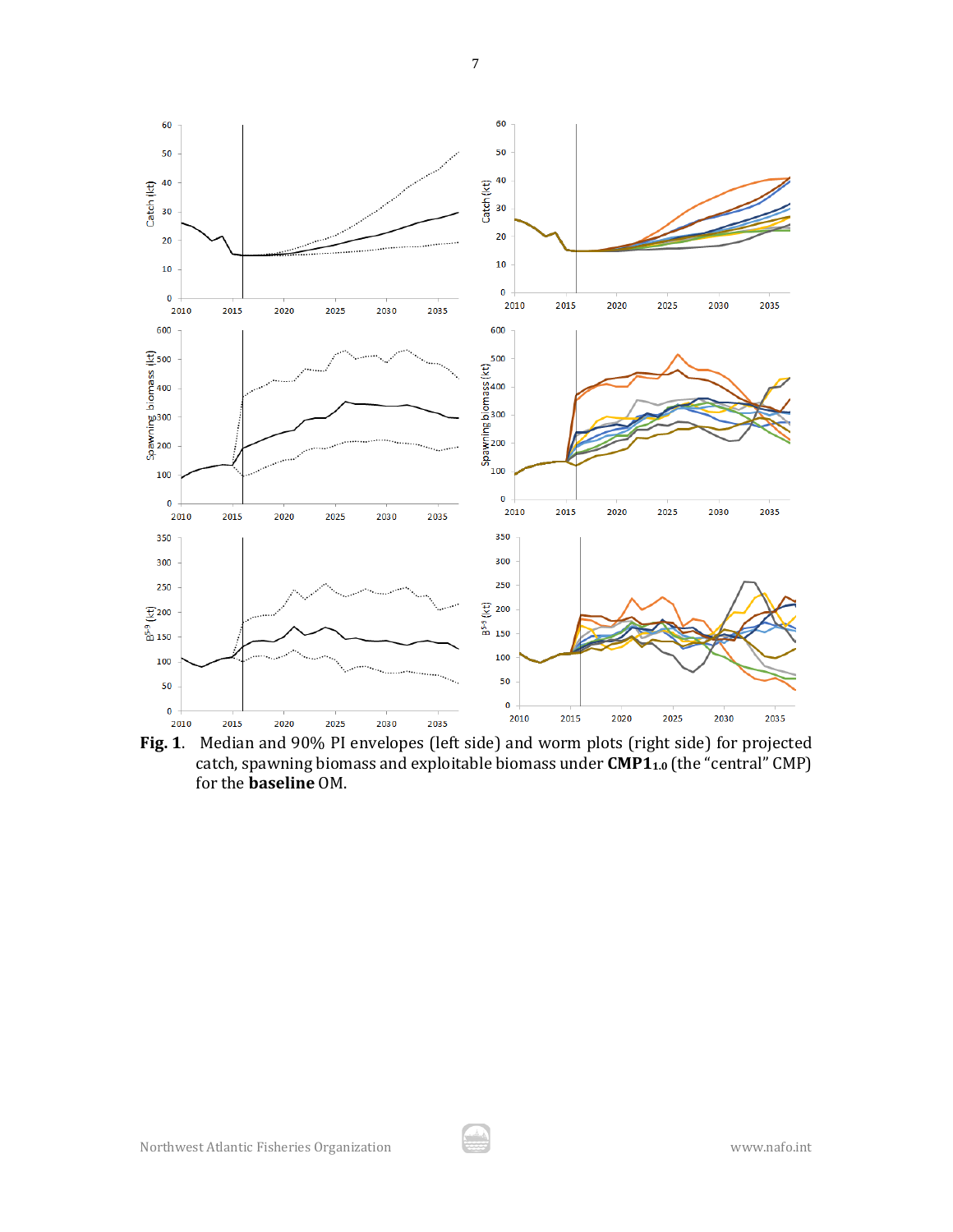**Fig. 1.** Median and 90% PI envelopes (left side) and worm plots (right side) for projected catch, spawning biomass and exploitable biomass under **CMP1$_{1.0}$** (the "central" CMP) for the **baseline** OM.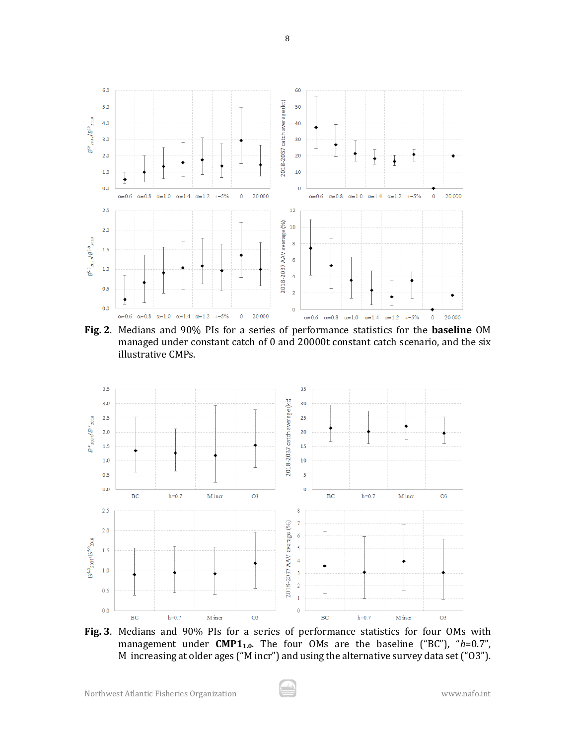**Fig. 2**. Medians and 90% PIs for a series of performance statistics for the **baseline** OM managed under constant catch of 0 and 20000t constant catch scenario, and the six illustrative CMPs.

**Fig. 3**. Medians and 90% PIs for a series of performance statistics for four OMs with management under **CMP1$_{1.0}$**. The four OMs are the baseline ("BC"), "$h$=0.7", M increasing at older ages ("M incr") and using the alternative survey data set ("O3").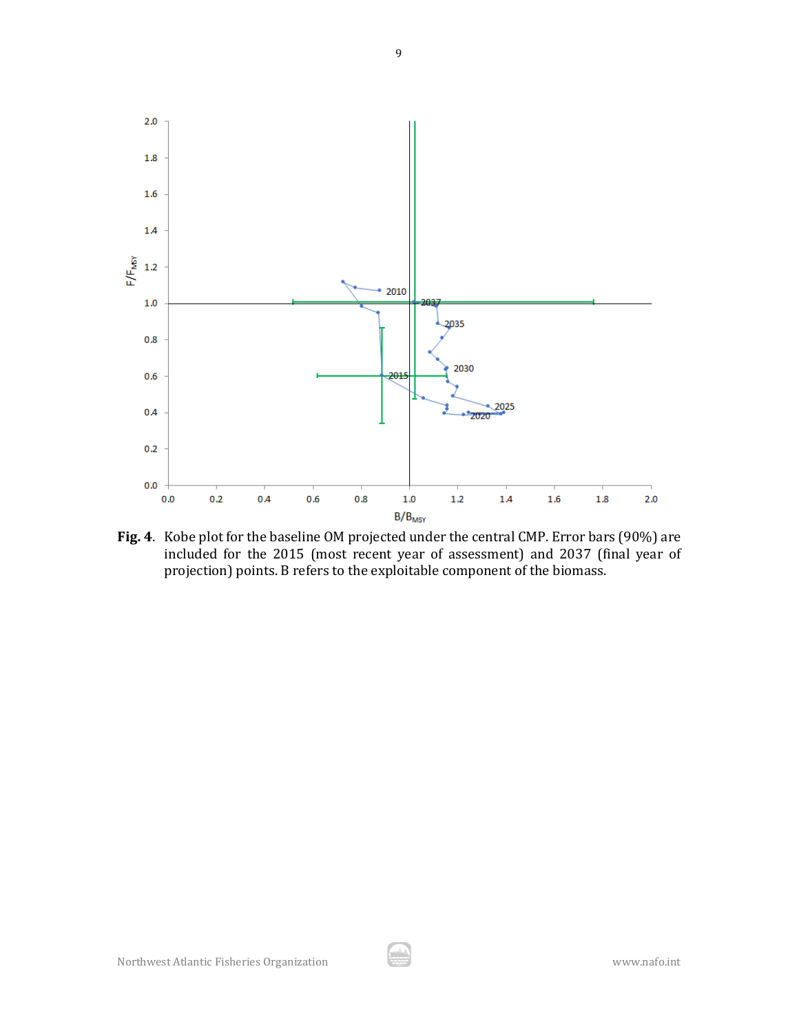**Fig. 4.** Kobe plot for the baseline OM projected under the central CMP. Error bars (90%) are included for the 2015 (most recent year of assessment) and 2037 (final year of projection) points. B refers to the exploitable component of the biomass.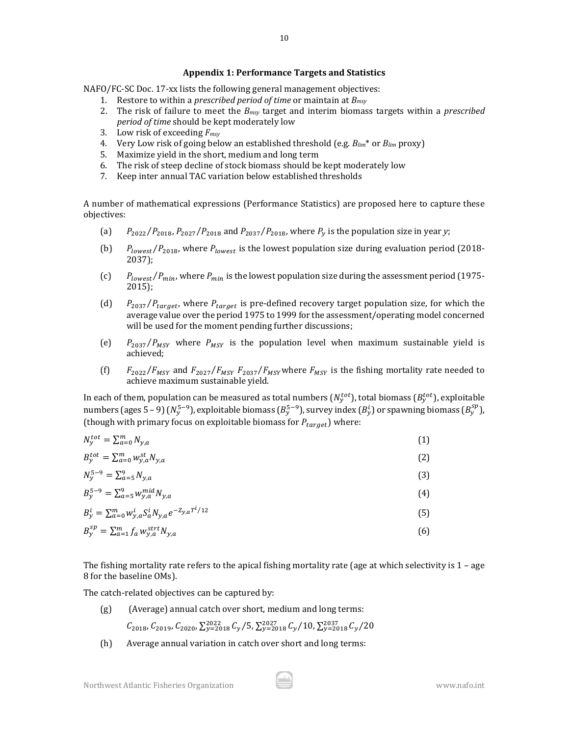## Appendix 1: Performance Targets and Statistics

NAFO/FC-SC Doc. 17-xx lists the following general management objectives:

1. Restore to within a *prescribed period of time* or maintain at $B_{msy}$
2. The risk of failure to meet the $B_{msy}$ target and interim biomass targets within a *prescribed period of time* should be kept moderately low
3. Low risk of exceeding $F_{msy}$
4. Very Low risk of going below an established threshold (e.g. $B_{lim}$* or $B_{lim}$ proxy)
5. Maximize yield in the short, medium and long term
6. The risk of steep decline of stock biomass should be kept moderately low
7. Keep inter annual TAC variation below established thresholds

A number of mathematical expressions (Performance Statistics) are proposed here to capture these objectives:

(a) $P_{2022}/P_{2018}$, $P_{2027}/P_{2018}$ and $P_{2037}/P_{2018}$, where $P_y$ is the population size in year *y*;

(b) $P_{lowest}/P_{2018}$, where $P_{lowest}$ is the lowest population size during evaluation period (2018-2037);

(c) $P_{lowest}/P_{min}$, where $P_{min}$ is the lowest population size during the assessment period (1975-2015);

(d) $P_{2037}/P_{target}$, where $P_{target}$ is pre-defined recovery target population size, for which the average value over the period 1975 to 1999 for the assessment/operating model concerned will be used for the moment pending further discussions;

(e) $P_{2037}/P_{MSY}$ where $P_{MSY}$ is the population level when maximum sustainable yield is achieved;

(f) $F_{2022}/F_{MSY}$ and $F_{2027}/F_{MSY}$ $F_{2037}/F_{MSY}$ where $F_{MSY}$ is the fishing mortality rate needed to achieve maximum sustainable yield.

In each of them, population can be measured as total numbers ($N_y^{tot}$), total biomass ($B_y^{tot}$), exploitable numbers (ages 5 – 9) ($N_y^{5-9}$), exploitable biomass ($B_y^{5-9}$), survey index ($B_y^i$) or spawning biomass ($B_y^{sp}$), (though with primary focus on exploitable biomass for $P_{target}$) where:

$$N_y^{tot} = \sum_{a=0}^{m} N_{y,a} \tag{1}$$

$$B_y^{tot} = \sum_{a=0}^{m} w_{y,a}^{st} N_{y,a} \tag{2}$$

$$N_y^{5-9} = \sum_{a=5}^{9} N_{y,a} \tag{3}$$

$$B_y^{5-9} = \sum_{a=5}^{9} w_{y,a}^{mid} N_{y,a} \tag{4}$$

$$B_y^{i} = \sum_{a=0}^{m} w_{y,a}^{i} S_a^i N_{y,a} e^{-Z_{y,a} T^i/12} \tag{5}$$

$$B_y^{sp} = \sum_{a=1}^{m} f_a \, w_{y,a}^{strt} N_{y,a} \tag{6}$$

The fishing mortality rate refers to the apical fishing mortality rate (age at which selectivity is 1 – age 8 for the baseline OMs).

The catch-related objectives can be captured by:

(g) (Average) annual catch over short, medium and long terms:

$C_{2018}$, $C_{2019}$, $C_{2020}$, $\sum_{y=2018}^{2022} C_y/5$, $\sum_{y=2018}^{2027} C_y/10$, $\sum_{y=2018}^{2037} C_y/20$

(h) Average annual variation in catch over short and long terms: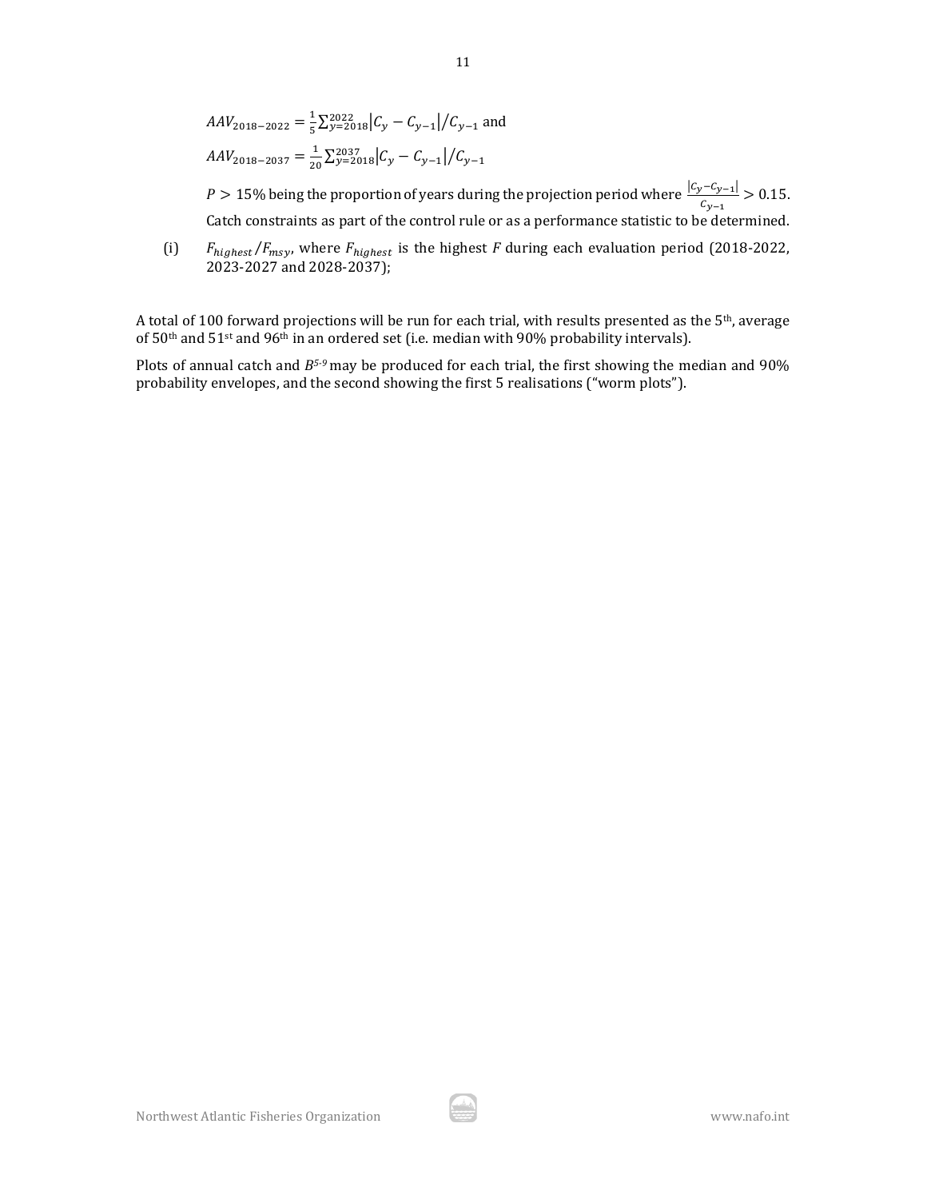$AAV_{2018-2022} = \frac{1}{5}\sum_{y=2018}^{2022}\left|C_y - C_{y-1}\right|/C_{y-1}$ and

$AAV_{2018-2037} = \frac{1}{20}\sum_{y=2018}^{2037}\left|C_y - C_{y-1}\right|/C_{y-1}$

$P > 15\%$ being the proportion of years during the projection period where $\frac{|C_y - C_{y-1}|}{C_{y-1}} > 0.15$.

Catch constraints as part of the control rule or as a performance statistic to be determined.

(i) $F_{highest}/F_{msy}$, where $F_{highest}$ is the highest $F$ during each evaluation period (2018-2022, 2023-2027 and 2028-2037);

A total of 100 forward projections will be run for each trial, with results presented as the 5th, average of 50th and 51st and 96th in an ordered set (i.e. median with 90% probability intervals).

Plots of annual catch and $B^{5\text{-}9}$ may be produced for each trial, the first showing the median and 90% probability envelopes, and the second showing the first 5 realisations ("worm plots").